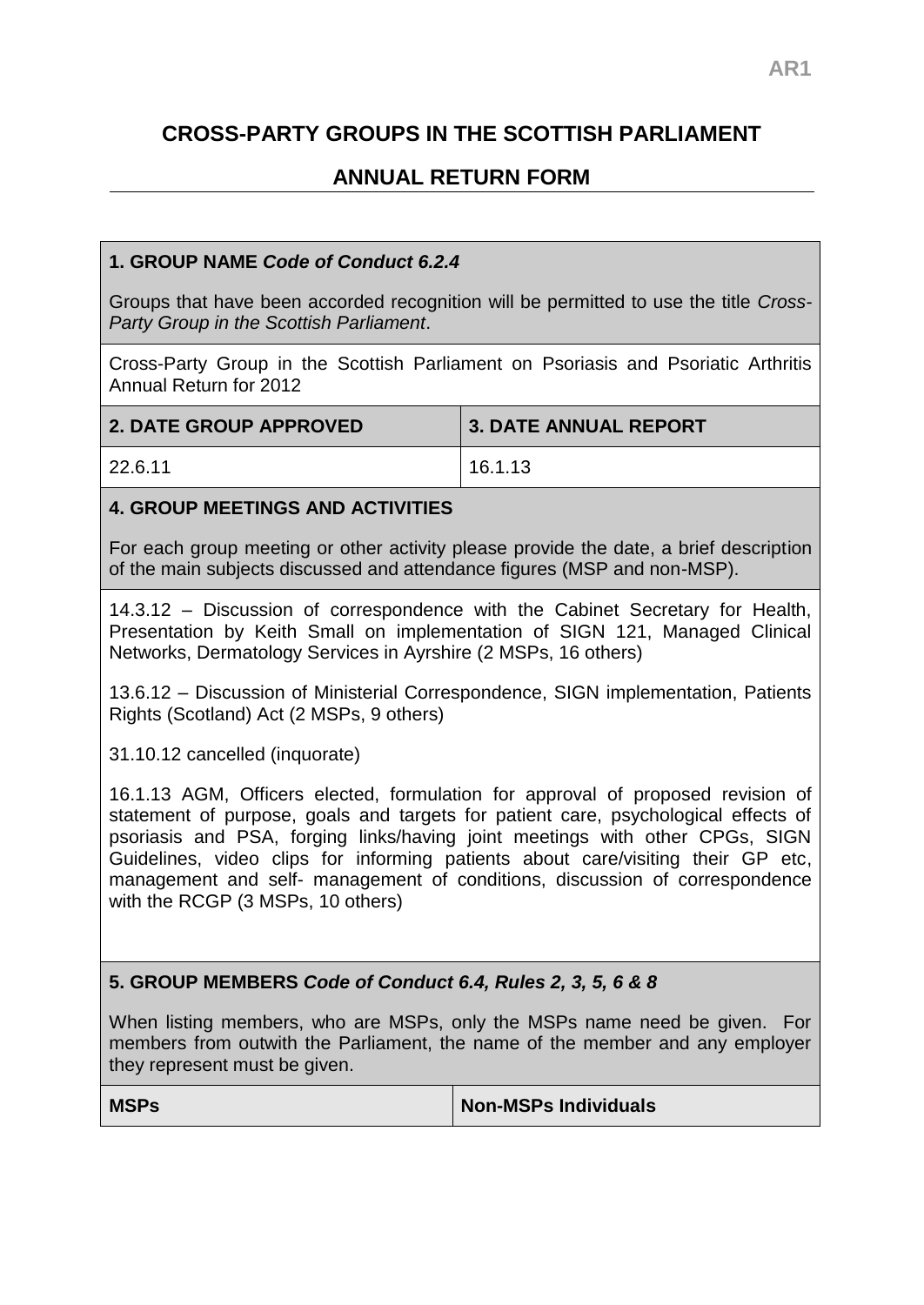# CROSS-PARTY GROUPS IN THE SCOTTISH PARLIAMENT

## ANNUAL RETURN FORM

### 1. GROUP NAME *Code of Conduct 6.2.4*

Groups that have been accorded recognition will be permitted to use the title *Cross-Party Group in the Scottish Parliament*.

Cross-Party Group in the Scottish Parliament on Psoriasis and Psoriatic Arthritis Annual Return for 2012

| 2. DATE GROUP APPROVED | 3. DATE ANNUAL REPORT |
| --- | --- |
| 22.6.11 | 16.1.13 |

### 4. GROUP MEETINGS AND ACTIVITIES

For each group meeting or other activity please provide the date, a brief description of the main subjects discussed and attendance figures (MSP and non-MSP).

14.3.12 – Discussion of correspondence with the Cabinet Secretary for Health, Presentation by Keith Small on implementation of SIGN 121, Managed Clinical Networks, Dermatology Services in Ayrshire (2 MSPs, 16 others)

13.6.12 – Discussion of Ministerial Correspondence, SIGN implementation, Patients Rights (Scotland) Act (2 MSPs, 9 others)

31.10.12 cancelled (inquorate)

16.1.13 AGM, Officers elected, formulation for approval of proposed revision of statement of purpose, goals and targets for patient care, psychological effects of psoriasis and PSA, forging links/having joint meetings with other CPGs, SIGN Guidelines, video clips for informing patients about care/visiting their GP etc, management and self- management of conditions, discussion of correspondence with the RCGP (3 MSPs, 10 others)

### 5. GROUP MEMBERS *Code of Conduct 6.4, Rules 2, 3, 5, 6 & 8*

When listing members, who are MSPs, only the MSPs name need be given. For members from outwith the Parliament, the name of the member and any employer they represent must be given.

| MSPs | Non-MSPs Individuals |
| --- | --- |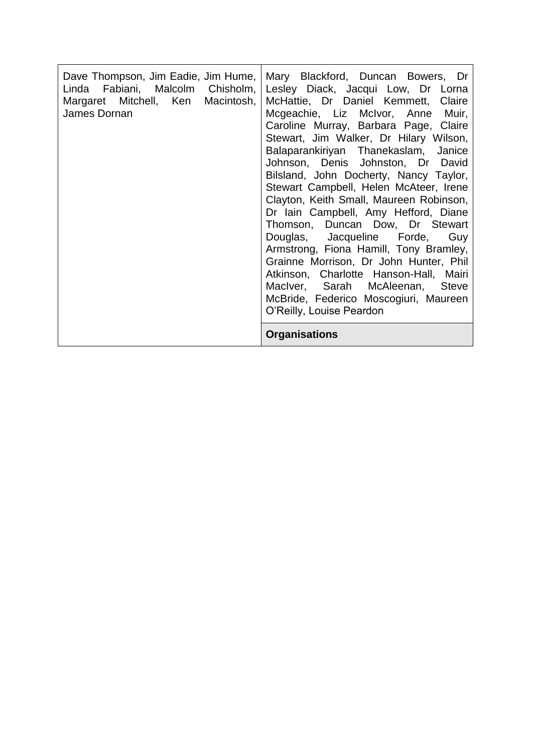| | |
|---|---|
| Dave Thompson, Jim Eadie, Jim Hume, Linda Fabiani, Malcolm Chisholm, Margaret Mitchell, Ken Macintosh, James Dornan | Mary Blackford, Duncan Bowers, Dr Lesley Diack, Jacqui Low, Dr Lorna McHattie, Dr Daniel Kemmett, Claire Mcgeachie, Liz McIvor, Anne Muir, Caroline Murray, Barbara Page, Claire Stewart, Jim Walker, Dr Hilary Wilson, Balaparankiriyan Thanekaslam, Janice Johnson, Denis Johnston, Dr David Bilsland, John Docherty, Nancy Taylor, Stewart Campbell, Helen McAteer, Irene Clayton, Keith Small, Maureen Robinson, Dr Iain Campbell, Amy Hefford, Diane Thomson, Duncan Dow, Dr Stewart Douglas, Jacqueline Forde, Guy Armstrong, Fiona Hamill, Tony Bramley, Grainne Morrison, Dr John Hunter, Phil Atkinson, Charlotte Hanson-Hall, Mairi MacIver, Sarah McAleenan, Steve McBride, Federico Moscogiuri, Maureen O'Reilly, Louise Peardon |
| | **Organisations** |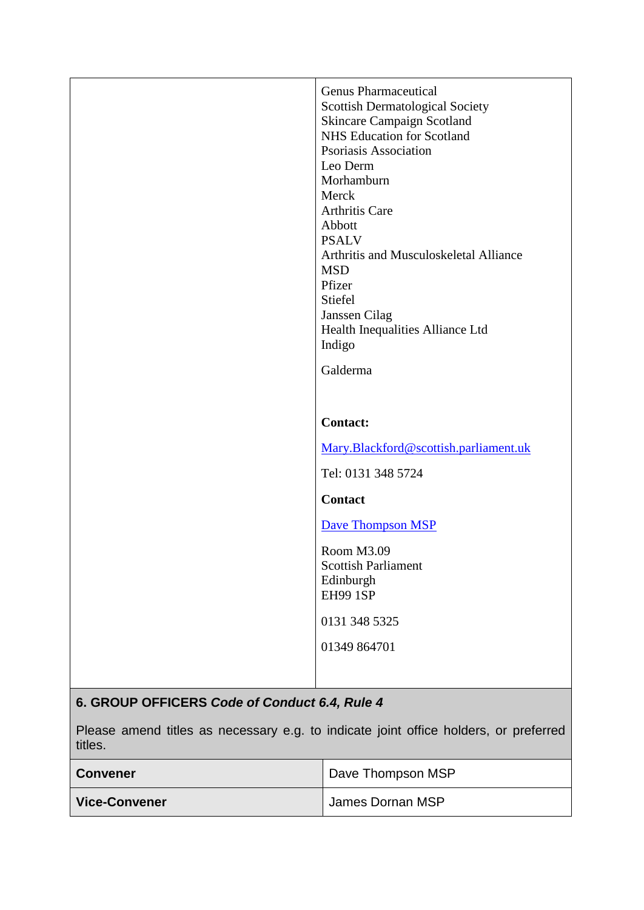| | |
|---|---|
| | Genus Pharmaceutical<br>Scottish Dermatological Society<br>Skincare Campaign Scotland<br>NHS Education for Scotland<br>Psoriasis Association<br>Leo Derm<br>Morhamburn<br>Merck<br>Arthritis Care<br>Abbott<br>PSALV<br>Arthritis and Musculoskeletal Alliance<br>MSD<br>Pfizer<br>Stiefel<br>Janssen Cilag<br>Health Inequalities Alliance Ltd<br>Indigo<br><br>Galderma<br><br>**Contact:**<br><br>Mary.Blackford@scottish.parliament.uk<br><br>Tel: 0131 348 5724<br><br>**Contact**<br><br>Dave Thompson MSP<br><br>Room M3.09<br>Scottish Parliament<br>Edinburgh<br>EH99 1SP<br><br>0131 348 5325<br><br>01349 864701 |

| **6. GROUP OFFICERS** ***Code of Conduct 6.4, Rule 4*** <br><br>Please amend titles as necessary e.g. to indicate joint office holders, or preferred titles. | |
|---|---|
| **Convener** | Dave Thompson MSP |
| **Vice-Convener** | James Dornan MSP |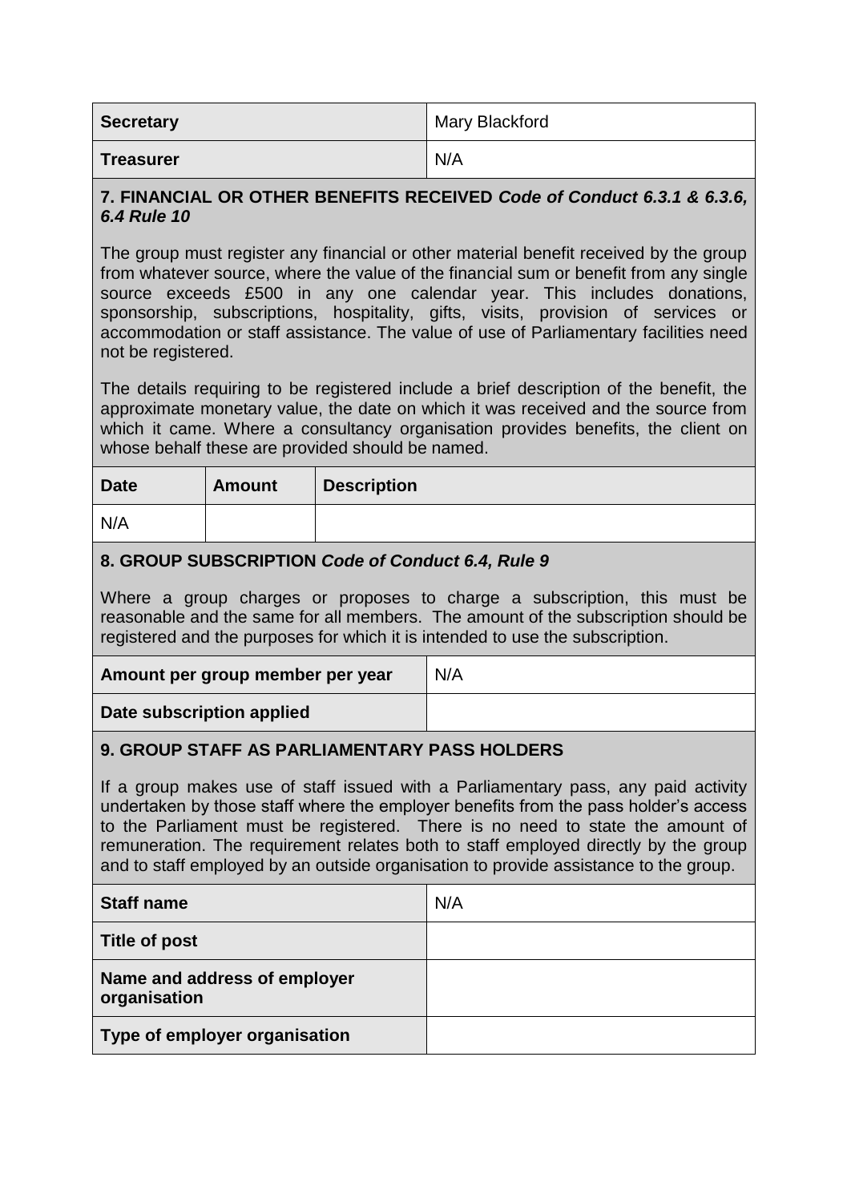| | |
|---|---|
| **Secretary** | Mary Blackford |
| **Treasurer** | N/A |

**7. FINANCIAL OR OTHER BENEFITS RECEIVED** ***Code of Conduct 6.3.1 & 6.3.6, 6.4 Rule 10***

The group must register any financial or other material benefit received by the group from whatever source, where the value of the financial sum or benefit from any single source exceeds £500 in any one calendar year. This includes donations, sponsorship, subscriptions, hospitality, gifts, visits, provision of services or accommodation or staff assistance. The value of use of Parliamentary facilities need not be registered.

The details requiring to be registered include a brief description of the benefit, the approximate monetary value, the date on which it was received and the source from which it came. Where a consultancy organisation provides benefits, the client on whose behalf these are provided should be named.

| Date | Amount | Description |
|---|---|---|
| N/A | | |

**8. GROUP SUBSCRIPTION** ***Code of Conduct 6.4, Rule 9***

Where a group charges or proposes to charge a subscription, this must be reasonable and the same for all members. The amount of the subscription should be registered and the purposes for which it is intended to use the subscription.

| | |
|---|---|
| **Amount per group member per year** | N/A |
| **Date subscription applied** | |

**9. GROUP STAFF AS PARLIAMENTARY PASS HOLDERS**

If a group makes use of staff issued with a Parliamentary pass, any paid activity undertaken by those staff where the employer benefits from the pass holder's access to the Parliament must be registered. There is no need to state the amount of remuneration. The requirement relates both to staff employed directly by the group and to staff employed by an outside organisation to provide assistance to the group.

| | |
|---|---|
| **Staff name** | N/A |
| **Title of post** | |
| **Name and address of employer organisation** | |
| **Type of employer organisation** | |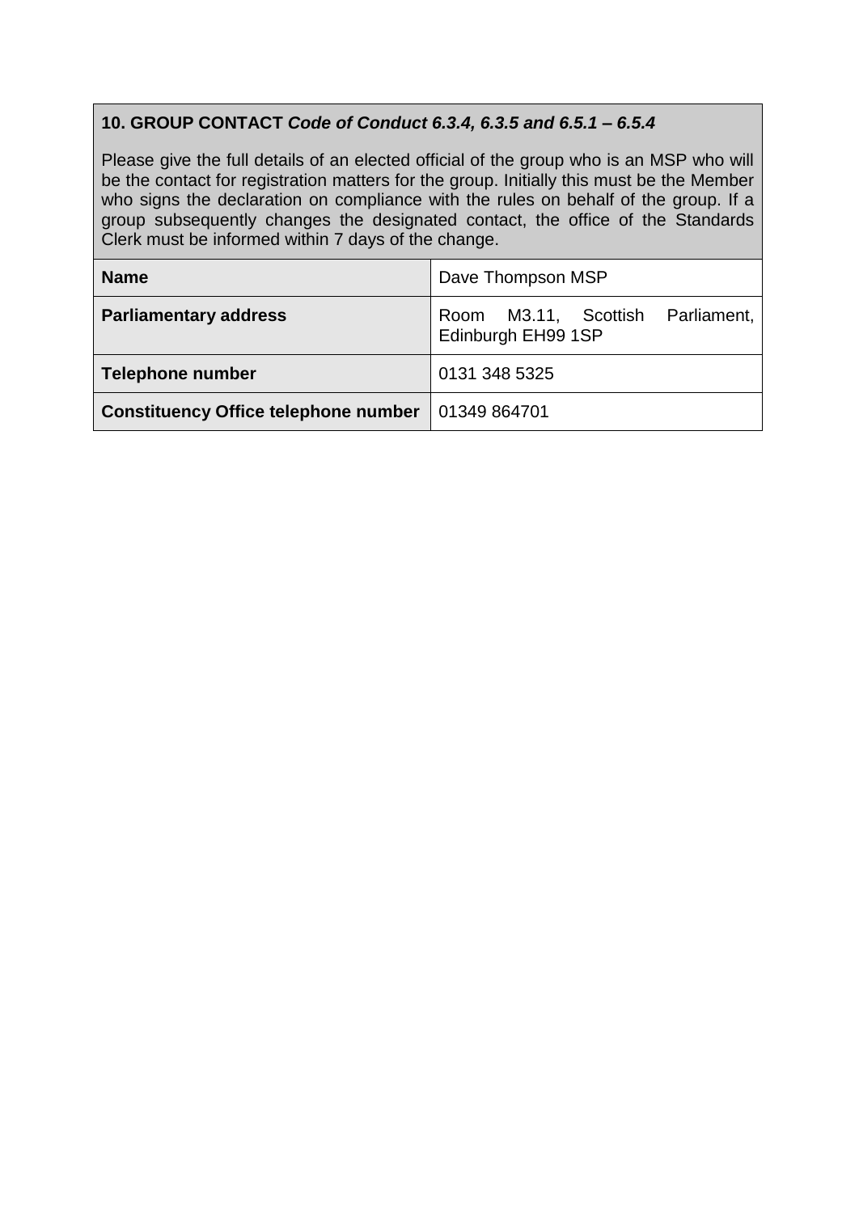**10. GROUP CONTACT** ***Code of Conduct 6.3.4, 6.3.5 and 6.5.1 – 6.5.4***

Please give the full details of an elected official of the group who is an MSP who will be the contact for registration matters for the group. Initially this must be the Member who signs the declaration on compliance with the rules on behalf of the group. If a group subsequently changes the designated contact, the office of the Standards Clerk must be informed within 7 days of the change.

| | |
|---|---|
| **Name** | Dave Thompson MSP |
| **Parliamentary address** | Room M3.11, Scottish Parliament, Edinburgh EH99 1SP |
| **Telephone number** | 0131 348 5325 |
| **Constituency Office telephone number** | 01349 864701 |